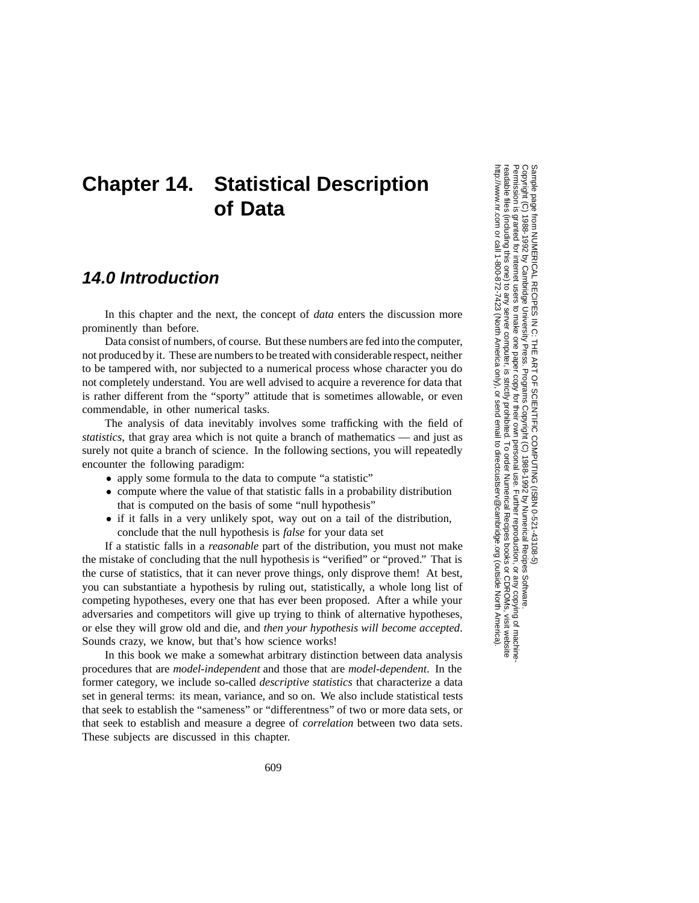# Chapter 14. Statistical Description of Data

## 14.0 Introduction

In this chapter and the next, the concept of *data* enters the discussion more prominently than before.

Data consist of numbers, of course. But these numbers are fed into the computer, not produced by it. These are numbers to be treated with considerable respect, neither to be tampered with, nor subjected to a numerical process whose character you do not completely understand. You are well advised to acquire a reverence for data that is rather different from the "sporty" attitude that is sometimes allowable, or even commendable, in other numerical tasks.

The analysis of data inevitably involves some trafficking with the field of *statistics*, that gray area which is not quite a branch of mathematics — and just as surely not quite a branch of science. In the following sections, you will repeatedly encounter the following paradigm:

- apply some formula to the data to compute "a statistic"
- compute where the value of that statistic falls in a probability distribution that is computed on the basis of some "null hypothesis"
- if it falls in a very unlikely spot, way out on a tail of the distribution, conclude that the null hypothesis is *false* for your data set

If a statistic falls in a *reasonable* part of the distribution, you must not make the mistake of concluding that the null hypothesis is "verified" or "proved." That is the curse of statistics, that it can never prove things, only disprove them! At best, you can substantiate a hypothesis by ruling out, statistically, a whole long list of competing hypotheses, every one that has ever been proposed. After a while your adversaries and competitors will give up trying to think of alternative hypotheses, or else they will grow old and die, and *then your hypothesis will become accepted*. Sounds crazy, we know, but that's how science works!

In this book we make a somewhat arbitrary distinction between data analysis procedures that are *model-independent* and those that are *model-dependent*. In the former category, we include so-called *descriptive statistics* that characterize a data set in general terms: its mean, variance, and so on. We also include statistical tests that seek to establish the "sameness" or "differentness" of two or more data sets, or that seek to establish and measure a degree of *correlation* between two data sets. These subjects are discussed in this chapter.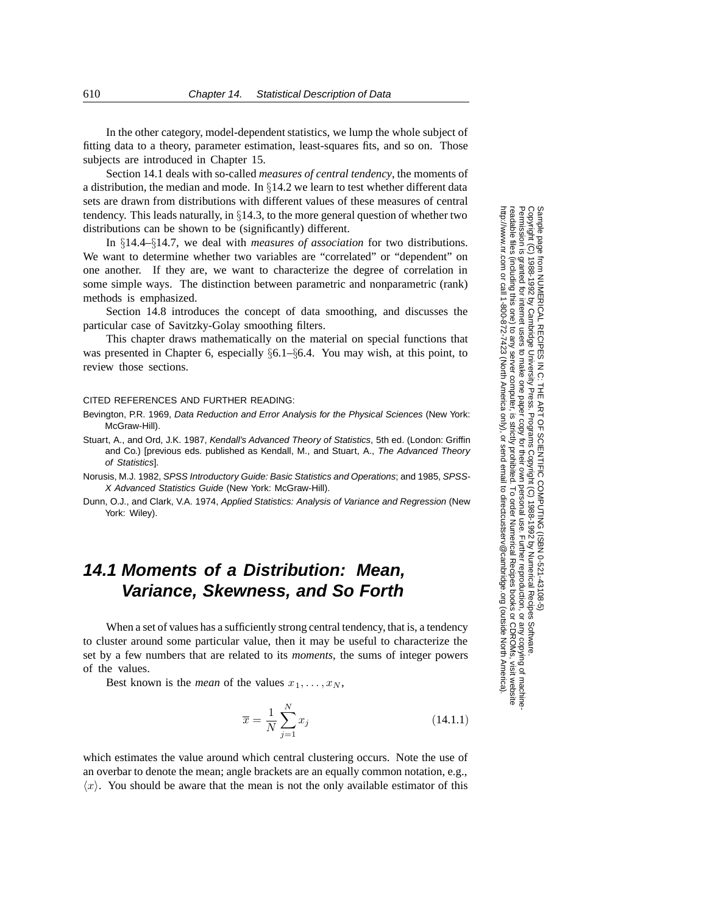In the other category, model-dependent statistics, we lump the whole subject of fitting data to a theory, parameter estimation, least-squares fits, and so on. Those subjects are introduced in Chapter 15.

Section 14.1 deals with so-called *measures of central tendency*, the moments of a distribution, the median and mode. In §14.2 we learn to test whether different data sets are drawn from distributions with different values of these measures of central tendency. This leads naturally, in §14.3, to the more general question of whether two distributions can be shown to be (significantly) different.

In §14.4–§14.7, we deal with *measures of association* for two distributions. We want to determine whether two variables are "correlated" or "dependent" on one another. If they are, we want to characterize the degree of correlation in some simple ways. The distinction between parametric and nonparametric (rank) methods is emphasized.

Section 14.8 introduces the concept of data smoothing, and discusses the particular case of Savitzky-Golay smoothing filters.

This chapter draws mathematically on the material on special functions that was presented in Chapter 6, especially §6.1–§6.4. You may wish, at this point, to review those sections.

CITED REFERENCES AND FURTHER READING:

Bevington, P.R. 1969, *Data Reduction and Error Analysis for the Physical Sciences* (New York: McGraw-Hill).

Stuart, A., and Ord, J.K. 1987, *Kendall's Advanced Theory of Statistics*, 5th ed. (London: Griffin and Co.) [previous eds. published as Kendall, M., and Stuart, A., *The Advanced Theory of Statistics*].

Norusis, M.J. 1982, *SPSS Introductory Guide: Basic Statistics and Operations*; and 1985, *SPSS-X Advanced Statistics Guide* (New York: McGraw-Hill).

Dunn, O.J., and Clark, V.A. 1974, *Applied Statistics: Analysis of Variance and Regression* (New York: Wiley).

## 14.1 Moments of a Distribution: Mean, Variance, Skewness, and So Forth

When a set of values has a sufficiently strong central tendency, that is, a tendency to cluster around some particular value, then it may be useful to characterize the set by a few numbers that are related to its *moments*, the sums of integer powers of the values.

Best known is the *mean* of the values $x_1, \ldots, x_N$,

$$\overline{x} = \frac{1}{N} \sum_{j=1}^{N} x_j \tag{14.1.1}$$

which estimates the value around which central clustering occurs. Note the use of an overbar to denote the mean; angle brackets are an equally common notation, e.g., $\langle x \rangle$. You should be aware that the mean is not the only available estimator of this